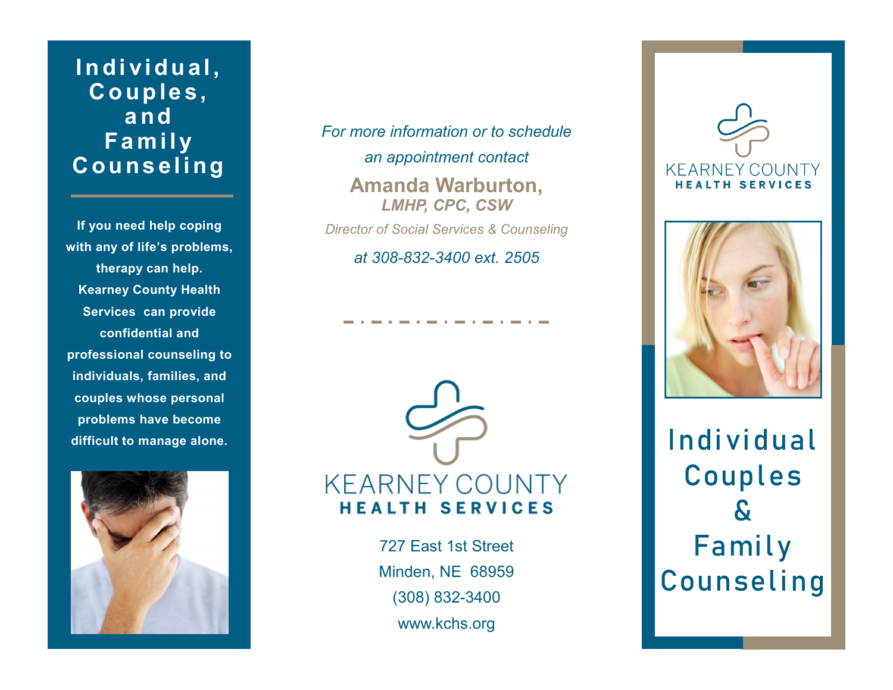# Individual, Couples, and Family Counseling

**If you need help coping with any of life's problems, therapy can help. Kearney County Health Services can provide confidential and professional counseling to individuals, families, and couples whose personal problems have become difficult to manage alone.**

*For more information or to schedule an appointment contact*

**Amanda Warburton,**
***LMHP, CPC, CSW***

*Director of Social Services & Counseling*

*at 308-832-3400 ext. 2505*

KEARNEY COUNTY
HEALTH SERVICES

727 East 1st Street
Minden, NE 68959
(308) 832-3400
www.kchs.org

KEARNEY COUNTY
HEALTH SERVICES

# Individual Couples & Family Counseling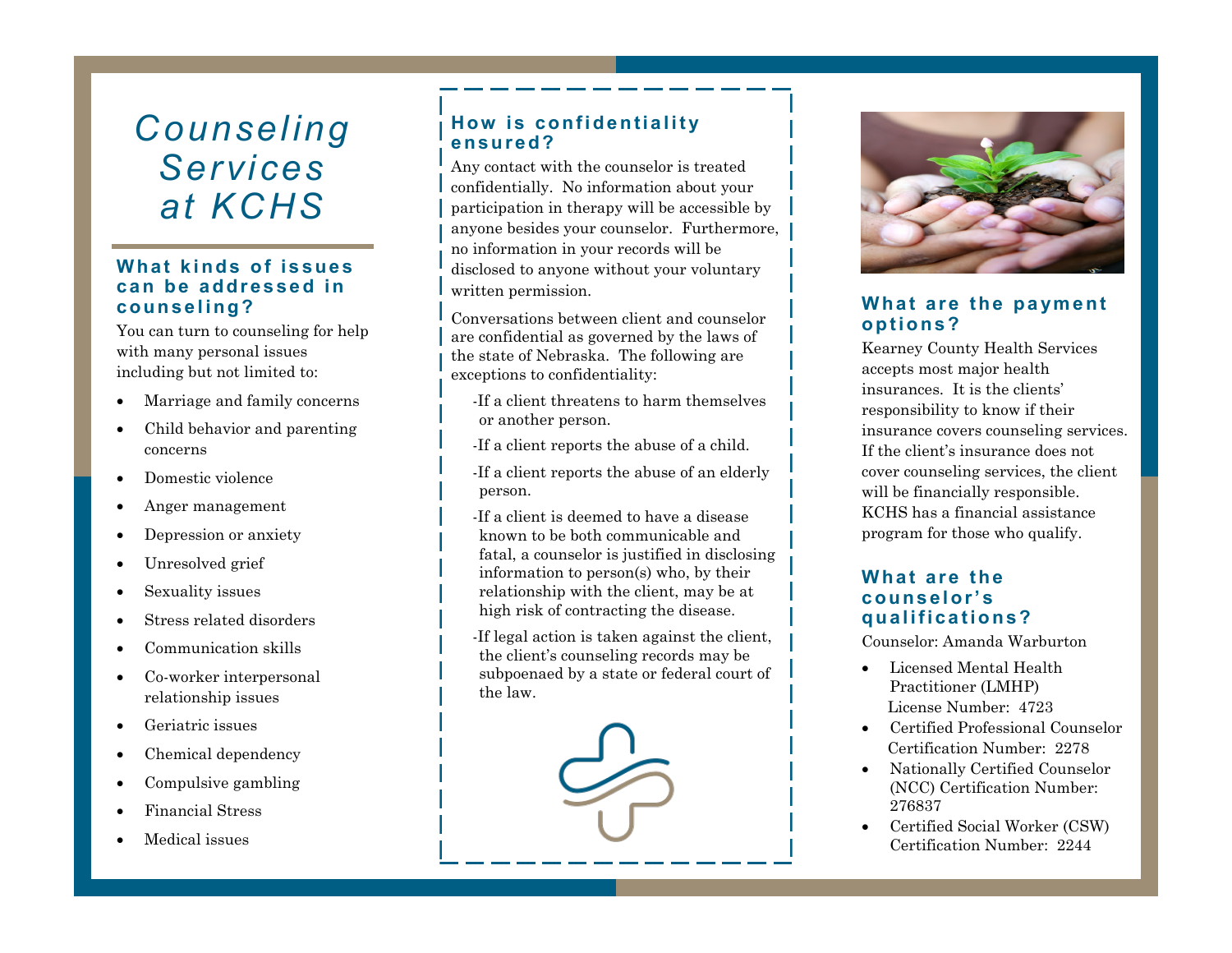# Counseling Services at KCHS

## What kinds of issues can be addressed in counseling?

You can turn to counseling for help with many personal issues including but not limited to:

- Marriage and family concerns
- Child behavior and parenting concerns
- Domestic violence
- Anger management
- Depression or anxiety
- Unresolved grief
- Sexuality issues
- Stress related disorders
- Communication skills
- Co-worker interpersonal relationship issues
- Geriatric issues
- Chemical dependency
- Compulsive gambling
- Financial Stress
- Medical issues

## How is confidentiality ensured?

Any contact with the counselor is treated confidentially. No information about your participation in therapy will be accessible by anyone besides your counselor. Furthermore, no information in your records will be disclosed to anyone without your voluntary written permission.

Conversations between client and counselor are confidential as governed by the laws of the state of Nebraska. The following are exceptions to confidentiality:

-If a client threatens to harm themselves or another person.

-If a client reports the abuse of a child.

-If a client reports the abuse of an elderly person.

-If a client is deemed to have a disease known to be both communicable and fatal, a counselor is justified in disclosing information to person(s) who, by their relationship with the client, may be at high risk of contracting the disease.

-If legal action is taken against the client, the client's counseling records may be subpoenaed by a state or federal court of the law.

## What are the payment options?

Kearney County Health Services accepts most major health insurances. It is the clients' responsibility to know if their insurance covers counseling services. If the client's insurance does not cover counseling services, the client will be financially responsible. KCHS has a financial assistance program for those who qualify.

## What are the counselor's qualifications?

Counselor: Amanda Warburton

- Licensed Mental Health Practitioner (LMHP) License Number: 4723
- Certified Professional Counselor Certification Number: 2278
- Nationally Certified Counselor (NCC) Certification Number: 276837
- Certified Social Worker (CSW) Certification Number: 2244